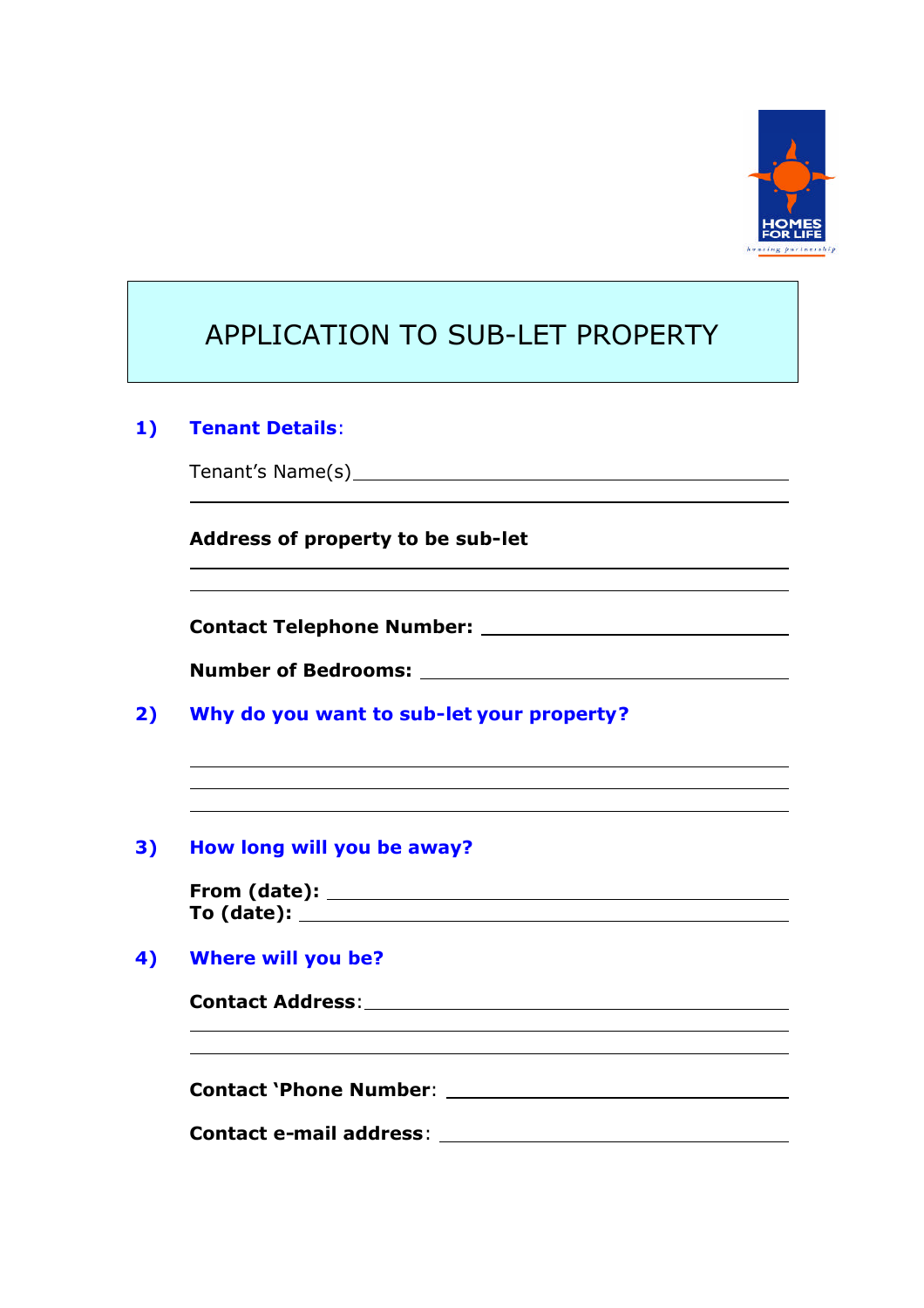# APPLICATION TO SUB-LET PROPERTY

**1) Tenant Details:**

Tenant's Name(s) ______________________________________________

______________________________________________

**Address of property to be sub-let**

______________________________________________

______________________________________________

**Contact Telephone Number:** ______________________________

**Number of Bedrooms:** ______________________________

**2) Why do you want to sub-let your property?**

______________________________________________

______________________________________________

______________________________________________

**3) How long will you be away?**

**From (date):** ______________________________

**To (date):** ______________________________

**4) Where will you be?**

**Contact Address:** ______________________________________________

______________________________________________

______________________________________________

**Contact 'Phone Number:** ______________________________

**Contact e-mail address:** ______________________________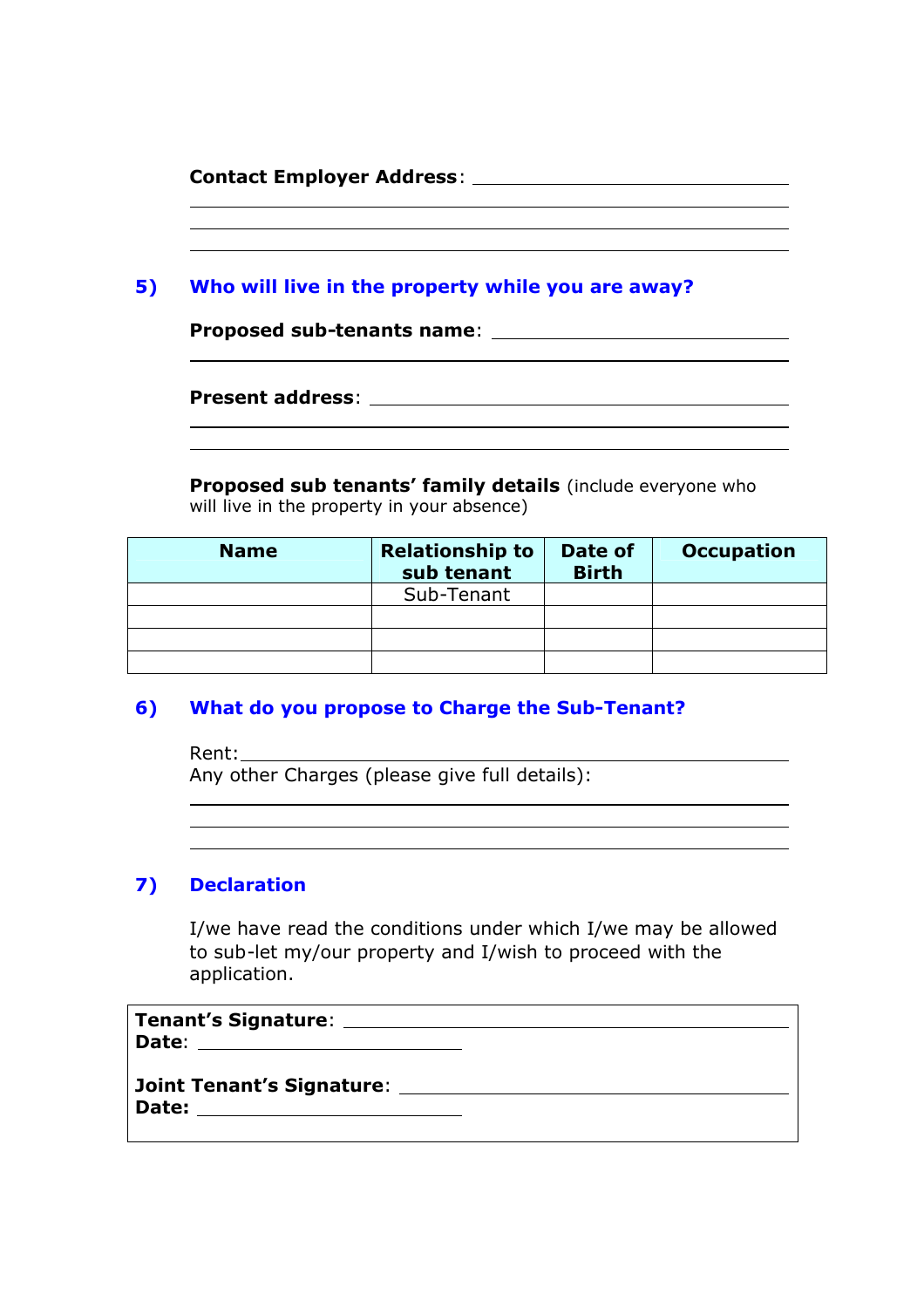**Contact Employer Address**: ______________________________

______________________________________________

______________________________________________

______________________________________________

## 5) Who will live in the property while you are away?

**Proposed sub-tenants name**: ______________________________

______________________________________________

**Present address**: ______________________________

______________________________________________

______________________________________________

**Proposed sub tenants' family details** (include everyone who will live in the property in your absence)

| Name | Relationship to sub tenant | Date of Birth | Occupation |
|---|---|---|---|
| | Sub-Tenant | | |
| | | | |
| | | | |
| | | | |

## 6) What do you propose to Charge the Sub-Tenant?

Rent: ______________________________

Any other Charges (please give full details):

______________________________________________

______________________________________________

______________________________________________

## 7) Declaration

I/we have read the conditions under which I/we may be allowed to sub-let my/our property and I/wish to proceed with the application.

**Tenant's Signature**: ______________________________
**Date**: ____________________

**Joint Tenant's Signature**: ______________________________
**Date:** ____________________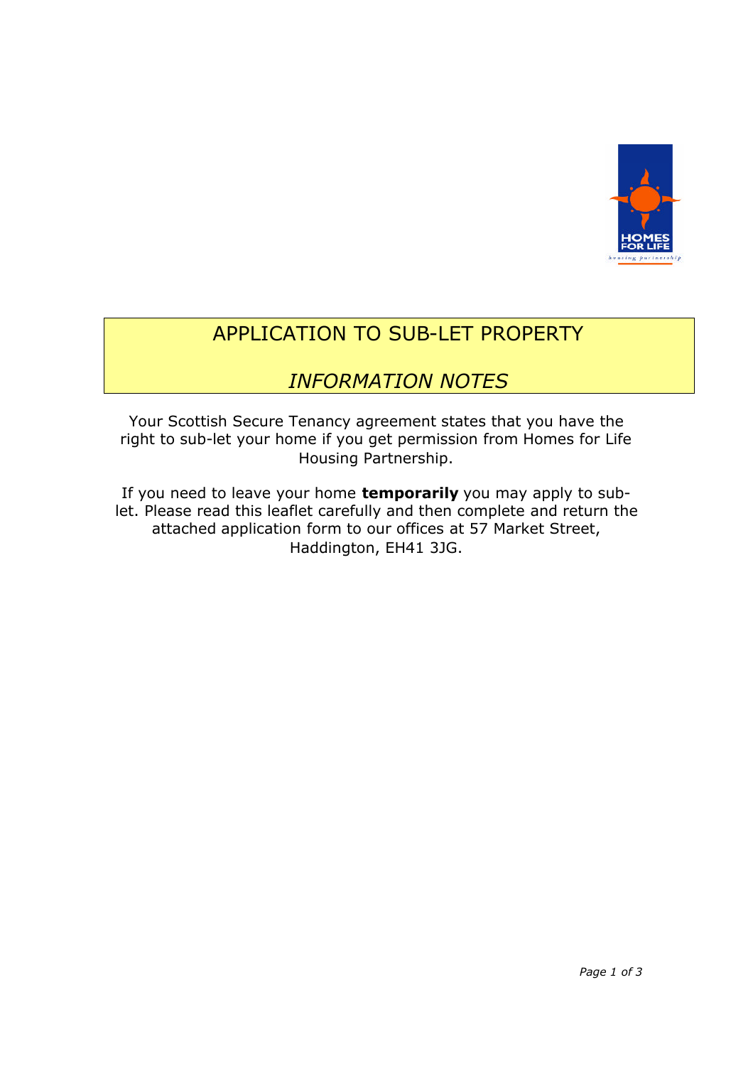# APPLICATION TO SUB-LET PROPERTY

## *INFORMATION NOTES*

Your Scottish Secure Tenancy agreement states that you have the right to sub-let your home if you get permission from Homes for Life Housing Partnership.

If you need to leave your home **temporarily** you may apply to sub-let. Please read this leaflet carefully and then complete and return the attached application form to our offices at 57 Market Street, Haddington, EH41 3JG.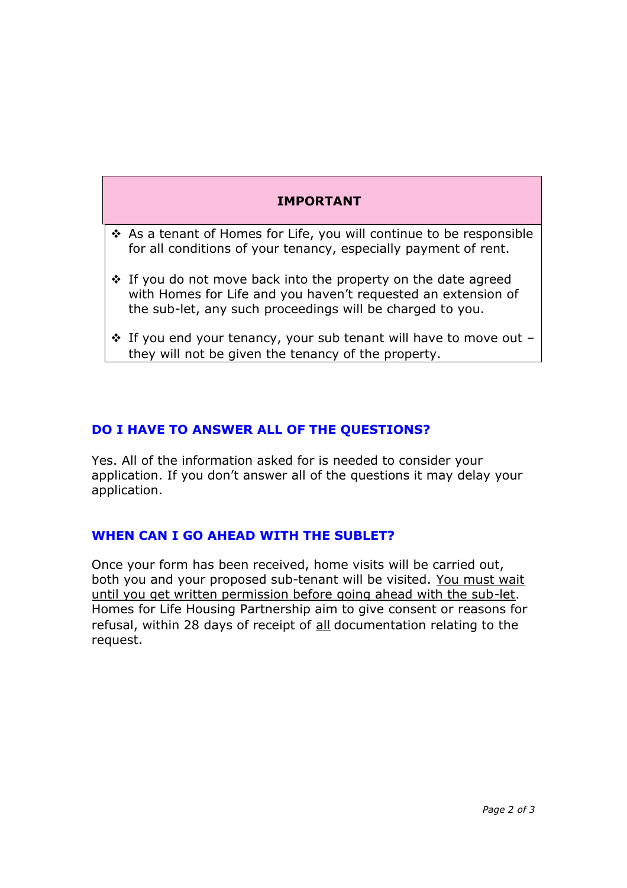**IMPORTANT**

- As a tenant of Homes for Life, you will continue to be responsible for all conditions of your tenancy, especially payment of rent.
- If you do not move back into the property on the date agreed with Homes for Life and you haven't requested an extension of the sub-let, any such proceedings will be charged to you.
- If you end your tenancy, your sub tenant will have to move out – they will not be given the tenancy of the property.

## DO I HAVE TO ANSWER ALL OF THE QUESTIONS?

Yes. All of the information asked for is needed to consider your application. If you don't answer all of the questions it may delay your application.

## WHEN CAN I GO AHEAD WITH THE SUBLET?

Once your form has been received, home visits will be carried out, both you and your proposed sub-tenant will be visited. <u>You must wait until you get written permission before going ahead with the sub-let</u>. Homes for Life Housing Partnership aim to give consent or reasons for refusal, within 28 days of receipt of <u>all</u> documentation relating to the request.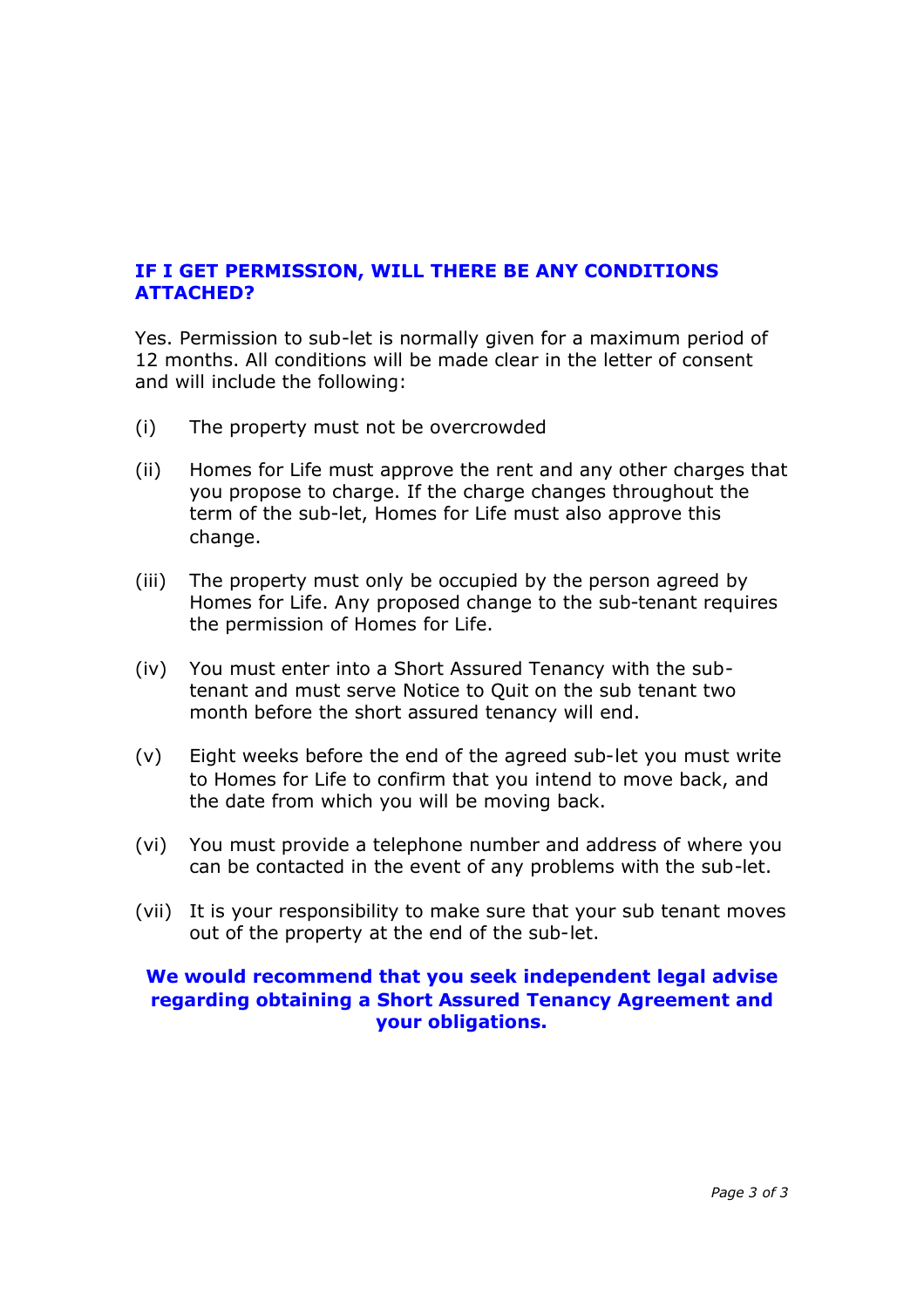## IF I GET PERMISSION, WILL THERE BE ANY CONDITIONS ATTACHED?

Yes. Permission to sub-let is normally given for a maximum period of 12 months. All conditions will be made clear in the letter of consent and will include the following:

(i) The property must not be overcrowded

(ii) Homes for Life must approve the rent and any other charges that you propose to charge. If the charge changes throughout the term of the sub-let, Homes for Life must also approve this change.

(iii) The property must only be occupied by the person agreed by Homes for Life. Any proposed change to the sub-tenant requires the permission of Homes for Life.

(iv) You must enter into a Short Assured Tenancy with the sub-tenant and must serve Notice to Quit on the sub tenant two month before the short assured tenancy will end.

(v) Eight weeks before the end of the agreed sub-let you must write to Homes for Life to confirm that you intend to move back, and the date from which you will be moving back.

(vi) You must provide a telephone number and address of where you can be contacted in the event of any problems with the sub-let.

(vii) It is your responsibility to make sure that your sub tenant moves out of the property at the end of the sub-let.

**We would recommend that you seek independent legal advise regarding obtaining a Short Assured Tenancy Agreement and your obligations.**